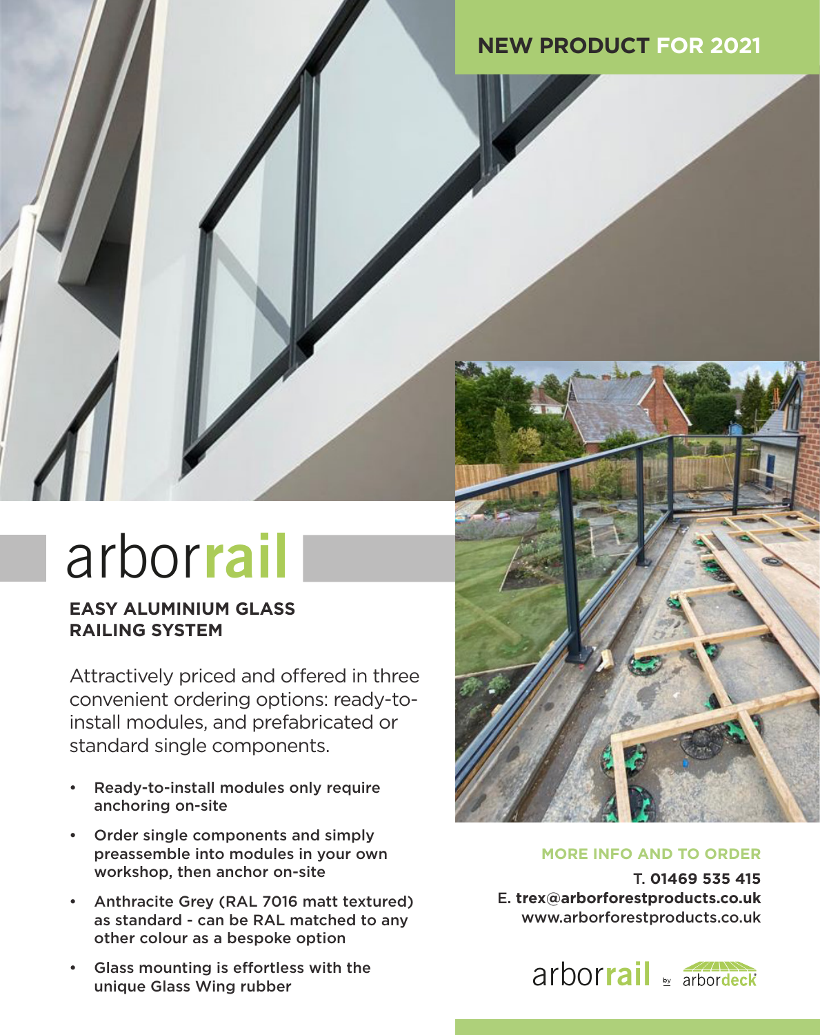**NEW PRODUCT FOR 2021**

# arborrail

## EASY ALUMINIUM GLASS RAILING SYSTEM

Attractively priced and offered in three convenient ordering options: ready-to-install modules, and prefabricated or standard single components.

- Ready-to-install modules only require anchoring on-site
- Order single components and simply preassemble into modules in your own workshop, then anchor on-site
- Anthracite Grey (RAL 7016 matt textured) as standard - can be RAL matched to any other colour as a bespoke option
- Glass mounting is effortless with the unique Glass Wing rubber

**MORE INFO AND TO ORDER**

T. **01469 535 415**
E. **trex@arborforestproducts.co.uk**
www.arborforestproducts.co.uk

arborrail by arbordeck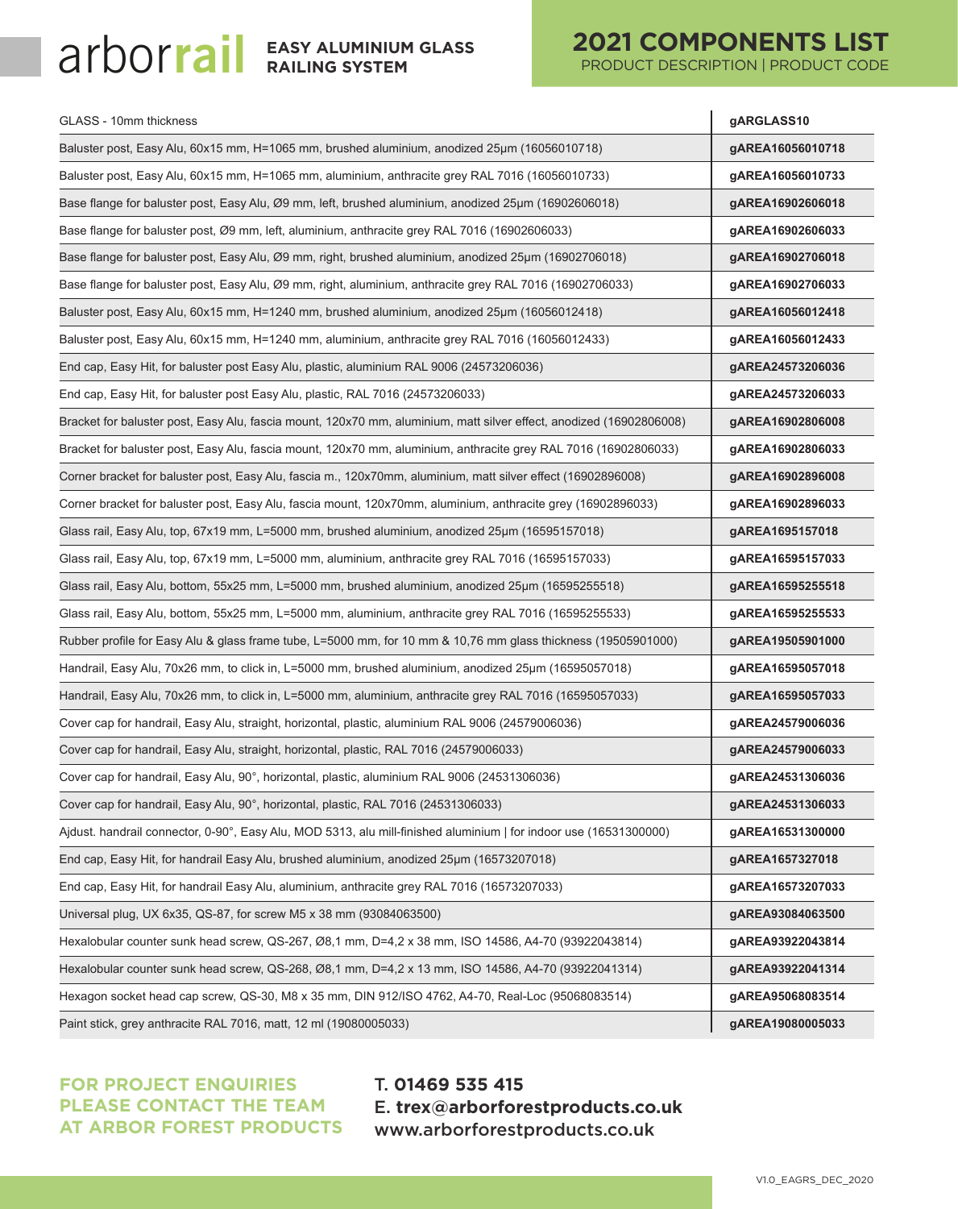# arborrail EASY ALUMINIUM GLASS RAILING SYSTEM

## 2021 COMPONENTS LIST

PRODUCT DESCRIPTION | PRODUCT CODE

| | |
|---|---|
| GLASS - 10mm thickness | gARGLASS10 |
| Baluster post, Easy Alu, 60x15 mm, H=1065 mm, brushed aluminium, anodized 25µm (16056010718) | gAREA16056010718 |
| Baluster post, Easy Alu, 60x15 mm, H=1065 mm, aluminium, anthracite grey RAL 7016 (16056010733) | gAREA16056010733 |
| Base flange for baluster post, Easy Alu, Ø9 mm, left, brushed aluminium, anodized 25µm (16902606018) | gAREA16902606018 |
| Base flange for baluster post, Ø9 mm, left, aluminium, anthracite grey RAL 7016 (16902606033) | gAREA16902606033 |
| Base flange for baluster post, Easy Alu, Ø9 mm, right, brushed aluminium, anodized 25µm (16902706018) | gAREA16902706018 |
| Base flange for baluster post, Easy Alu, Ø9 mm, right, aluminium, anthracite grey RAL 7016 (16902706033) | gAREA16902706033 |
| Baluster post, Easy Alu, 60x15 mm, H=1240 mm, brushed aluminium, anodized 25µm (16056012418) | gAREA16056012418 |
| Baluster post, Easy Alu, 60x15 mm, H=1240 mm, aluminium, anthracite grey RAL 7016 (16056012433) | gAREA16056012433 |
| End cap, Easy Hit, for baluster post Easy Alu, plastic, aluminium RAL 9006 (24573206036) | gAREA24573206036 |
| End cap, Easy Hit, for baluster post Easy Alu, plastic, RAL 7016 (24573206033) | gAREA24573206033 |
| Bracket for baluster post, Easy Alu, fascia mount, 120x70 mm, aluminium, matt silver effect, anodized (16902806008) | gAREA16902806008 |
| Bracket for baluster post, Easy Alu, fascia mount, 120x70 mm, aluminium, anthracite grey RAL 7016 (16902806033) | gAREA16902806033 |
| Corner bracket for baluster post, Easy Alu, fascia m., 120x70mm, aluminium, matt silver effect (16902896008) | gAREA16902896008 |
| Corner bracket for baluster post, Easy Alu, fascia mount, 120x70mm, aluminium, anthracite grey (16902896033) | gAREA16902896033 |
| Glass rail, Easy Alu, top, 67x19 mm, L=5000 mm, brushed aluminium, anodized 25µm (16595157018) | gAREA1695157018 |
| Glass rail, Easy Alu, top, 67x19 mm, L=5000 mm, aluminium, anthracite grey RAL 7016 (16595157033) | gAREA16595157033 |
| Glass rail, Easy Alu, bottom, 55x25 mm, L=5000 mm, brushed aluminium, anodized 25µm (16595255518) | gAREA16595255518 |
| Glass rail, Easy Alu, bottom, 55x25 mm, L=5000 mm, aluminium, anthracite grey RAL 7016 (16595255533) | gAREA16595255533 |
| Rubber profile for Easy Alu & glass frame tube, L=5000 mm, for 10 mm & 10,76 mm glass thickness (19505901000) | gAREA19505901000 |
| Handrail, Easy Alu, 70x26 mm, to click in, L=5000 mm, brushed aluminium, anodized 25µm (16595057018) | gAREA16595057018 |
| Handrail, Easy Alu, 70x26 mm, to click in, L=5000 mm, aluminium, anthracite grey RAL 7016 (16595057033) | gAREA16595057033 |
| Cover cap for handrail, Easy Alu, straight, horizontal, plastic, aluminium RAL 9006 (24579006036) | gAREA24579006036 |
| Cover cap for handrail, Easy Alu, straight, horizontal, plastic, RAL 7016 (24579006033) | gAREA24579006033 |
| Cover cap for handrail, Easy Alu, 90°, horizontal, plastic, aluminium RAL 9006 (24531306036) | gAREA24531306036 |
| Cover cap for handrail, Easy Alu, 90°, horizontal, plastic, RAL 7016 (24531306033) | gAREA24531306033 |
| Ajdust. handrail connector, 0-90°, Easy Alu, MOD 5313, alu mill-finished aluminium \| for indoor use (16531300000) | gAREA16531300000 |
| End cap, Easy Hit, for handrail Easy Alu, brushed aluminium, anodized 25µm (16573207018) | gAREA1657327018 |
| End cap, Easy Hit, for handrail Easy Alu, aluminium, anthracite grey RAL 7016 (16573207033) | gAREA16573207033 |
| Universal plug, UX 6x35, QS-87, for screw M5 x 38 mm (93084063500) | gAREA93084063500 |
| Hexalobular counter sunk head screw, QS-267, Ø8,1 mm, D=4,2 x 38 mm, ISO 14586, A4-70 (93922043814) | gAREA93922043814 |
| Hexalobular counter sunk head screw, QS-268, Ø8,1 mm, D=4,2 x 13 mm, ISO 14586, A4-70 (93922041314) | gAREA93922041314 |
| Hexagon socket head cap screw, QS-30, M8 x 35 mm, DIN 912/ISO 4762, A4-70, Real-Loc (95068083514) | gAREA95068083514 |
| Paint stick, grey anthracite RAL 7016, matt, 12 ml (19080005033) | gAREA19080005033 |

**FOR PROJECT ENQUIRIES PLEASE CONTACT THE TEAM AT ARBOR FOREST PRODUCTS**

T. **01469 535 415**
E. **trex@arborforestproducts.co.uk**
www.arborforestproducts.co.uk

V1.0_EAGRS_DEC_2020